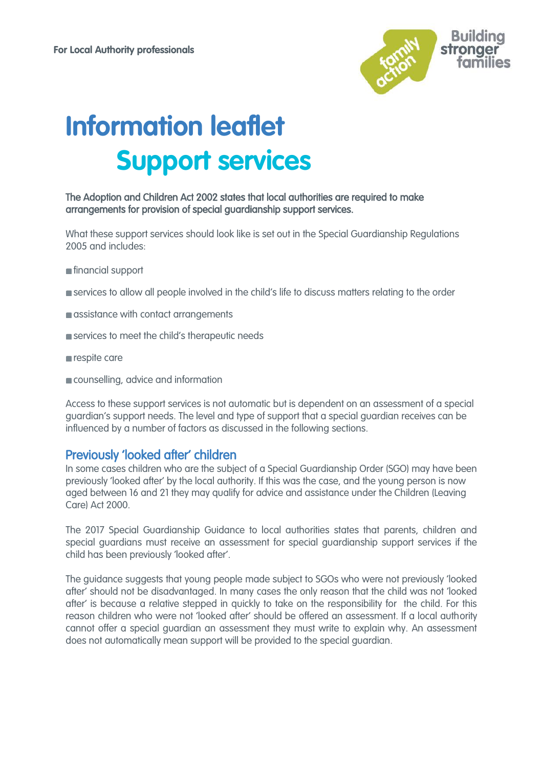For Local Authority professionals

# Information leaflet

## Support services

**The Adoption and Children Act 2002 states that local authorities are required to make arrangements for provision of special guardianship support services.**

What these support services should look like is set out in the Special Guardianship Regulations 2005 and includes:

- financial support
- services to allow all people involved in the child's life to discuss matters relating to the order
- assistance with contact arrangements
- services to meet the child's therapeutic needs
- respite care
- counselling, advice and information

Access to these support services is not automatic but is dependent on an assessment of a special guardian's support needs. The level and type of support that a special guardian receives can be influenced by a number of factors as discussed in the following sections.

### Previously 'looked after' children

In some cases children who are the subject of a Special Guardianship Order (SGO) may have been previously 'looked after' by the local authority. If this was the case, and the young person is now aged between 16 and 21 they may qualify for advice and assistance under the Children (Leaving Care) Act 2000.

The 2017 Special Guardianship Guidance to local authorities states that parents, children and special guardians must receive an assessment for special guardianship support services if the child has been previously 'looked after'.

The guidance suggests that young people made subject to SGOs who were not previously 'looked after' should not be disadvantaged. In many cases the only reason that the child was not 'looked after' is because a relative stepped in quickly to take on the responsibility for the child. For this reason children who were not 'looked after' should be offered an assessment. If a local authority cannot offer a special guardian an assessment they must write to explain why. An assessment does not automatically mean support will be provided to the special guardian.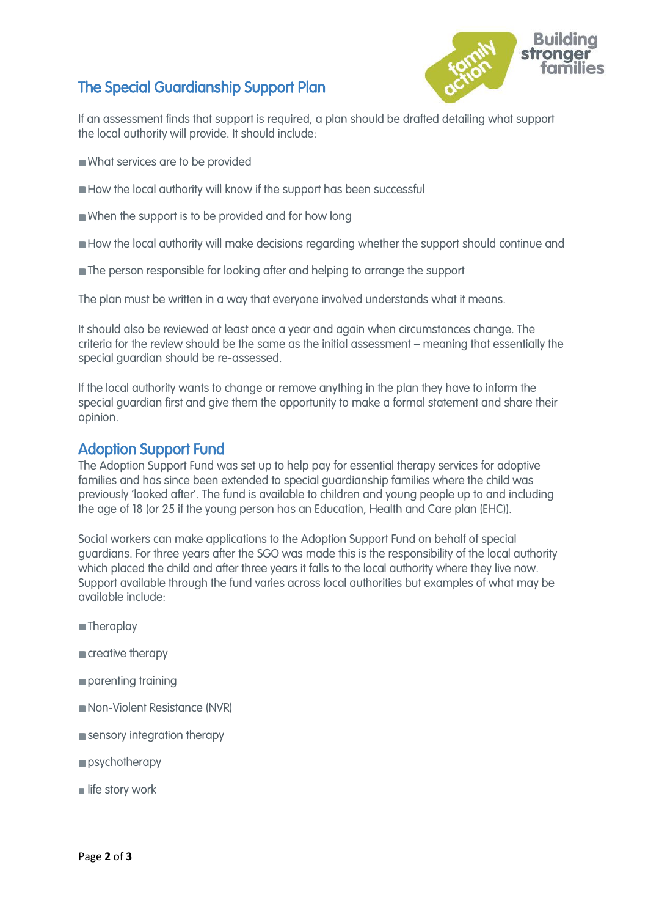## The Special Guardianship Support Plan

If an assessment finds that support is required, a plan should be drafted detailing what support the local authority will provide. It should include:

- What services are to be provided
- How the local authority will know if the support has been successful
- When the support is to be provided and for how long
- How the local authority will make decisions regarding whether the support should continue and
- The person responsible for looking after and helping to arrange the support

The plan must be written in a way that everyone involved understands what it means.

It should also be reviewed at least once a year and again when circumstances change. The criteria for the review should be the same as the initial assessment – meaning that essentially the special guardian should be re-assessed.

If the local authority wants to change or remove anything in the plan they have to inform the special guardian first and give them the opportunity to make a formal statement and share their opinion.

## Adoption Support Fund

The Adoption Support Fund was set up to help pay for essential therapy services for adoptive families and has since been extended to special guardianship families where the child was previously 'looked after'. The fund is available to children and young people up to and including the age of 18 (or 25 if the young person has an Education, Health and Care plan (EHC)).

Social workers can make applications to the Adoption Support Fund on behalf of special guardians. For three years after the SGO was made this is the responsibility of the local authority which placed the child and after three years it falls to the local authority where they live now. Support available through the fund varies across local authorities but examples of what may be available include:

- Theraplay
- creative therapy
- parenting training
- Non-Violent Resistance (NVR)
- sensory integration therapy
- psychotherapy
- life story work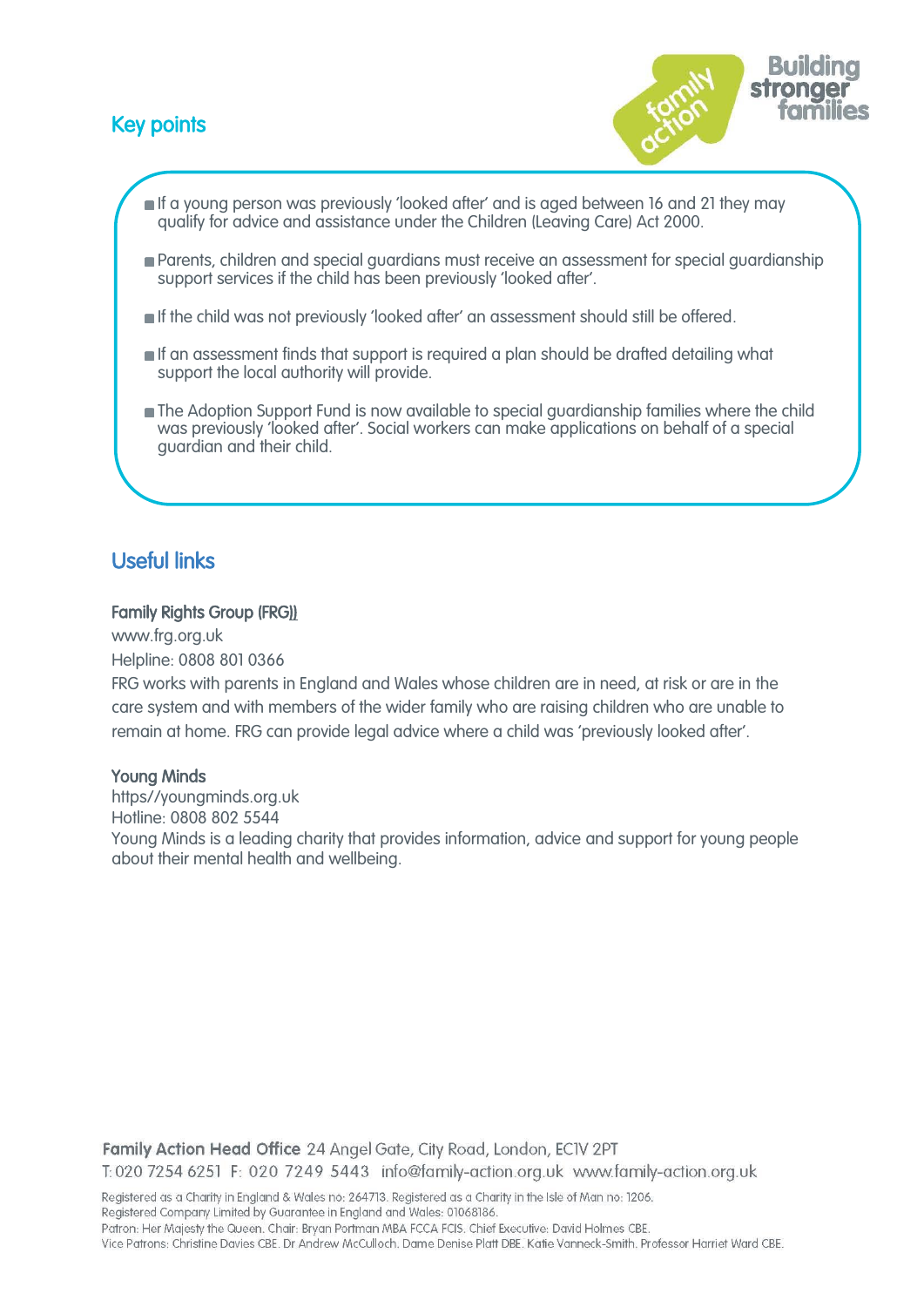## Key points

- If a young person was previously 'looked after' and is aged between 16 and 21 they may qualify for advice and assistance under the Children (Leaving Care) Act 2000.
- Parents, children and special guardians must receive an assessment for special guardianship support services if the child has been previously 'looked after'.
- If the child was not previously 'looked after' an assessment should still be offered.
- If an assessment finds that support is required a plan should be drafted detailing what support the local authority will provide.
- The Adoption Support Fund is now available to special guardianship families where the child was previously 'looked after'. Social workers can make applications on behalf of a special guardian and their child.

## Useful links

**Family Rights Group (FRG))**
www.frg.org.uk
Helpline: 0808 801 0366
FRG works with parents in England and Wales whose children are in need, at risk or are in the care system and with members of the wider family who are raising children who are unable to remain at home. FRG can provide legal advice where a child was 'previously looked after'.

**Young Minds**
https//youngminds.org.uk
Hotline: 0808 802 5544
Young Minds is a leading charity that provides information, advice and support for young people about their mental health and wellbeing.

**Family Action Head Office** 24 Angel Gate, City Road, London, EC1V 2PT
T: 020 7254 6251 F: 020 7249 5443 info@family-action.org.uk www.family-action.org.uk

Registered as a Charity in England & Wales no: 264713. Registered as a Charity in the Isle of Man no: 1206.
Registered Company Limited by Guarantee in England and Wales: 01068186.
Patron: Her Majesty the Queen. Chair: Bryan Portman MBA FCCA FCIS. Chief Executive: David Holmes CBE.
Vice Patrons: Christine Davies CBE. Dr Andrew McCulloch. Dame Denise Platt DBE. Katie Vanneck-Smith. Professor Harriet Ward CBE.